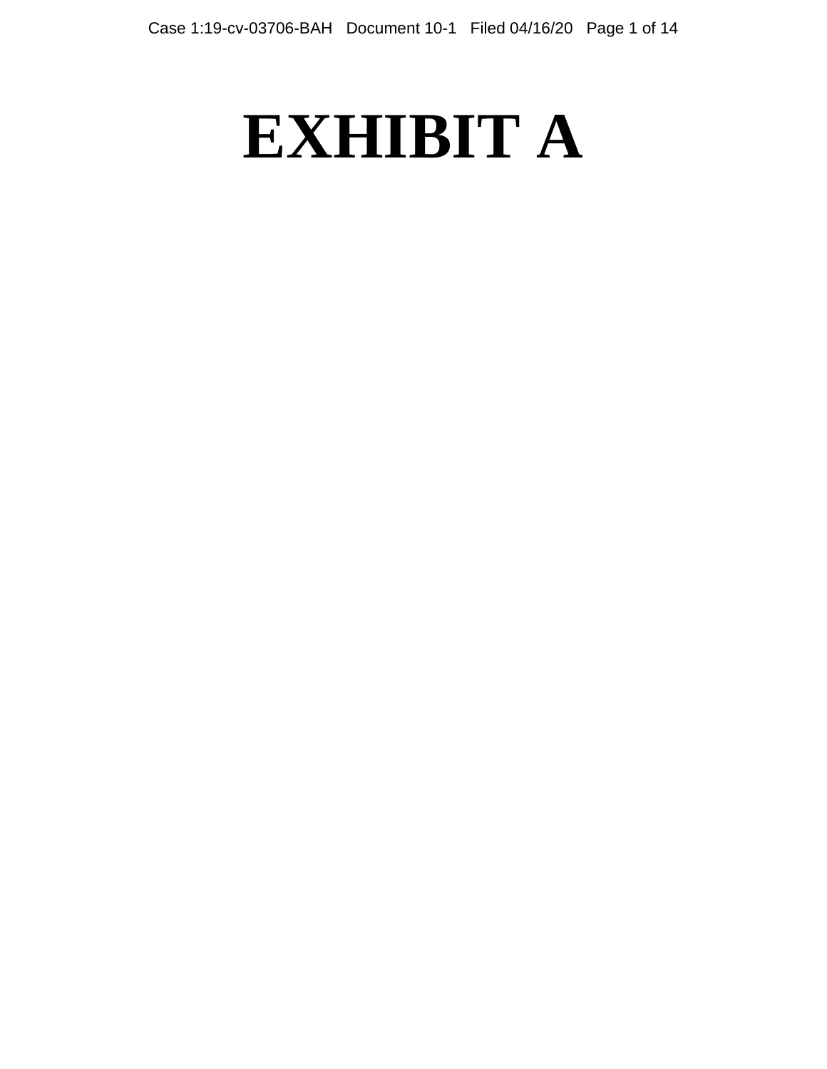# EXHIBIT A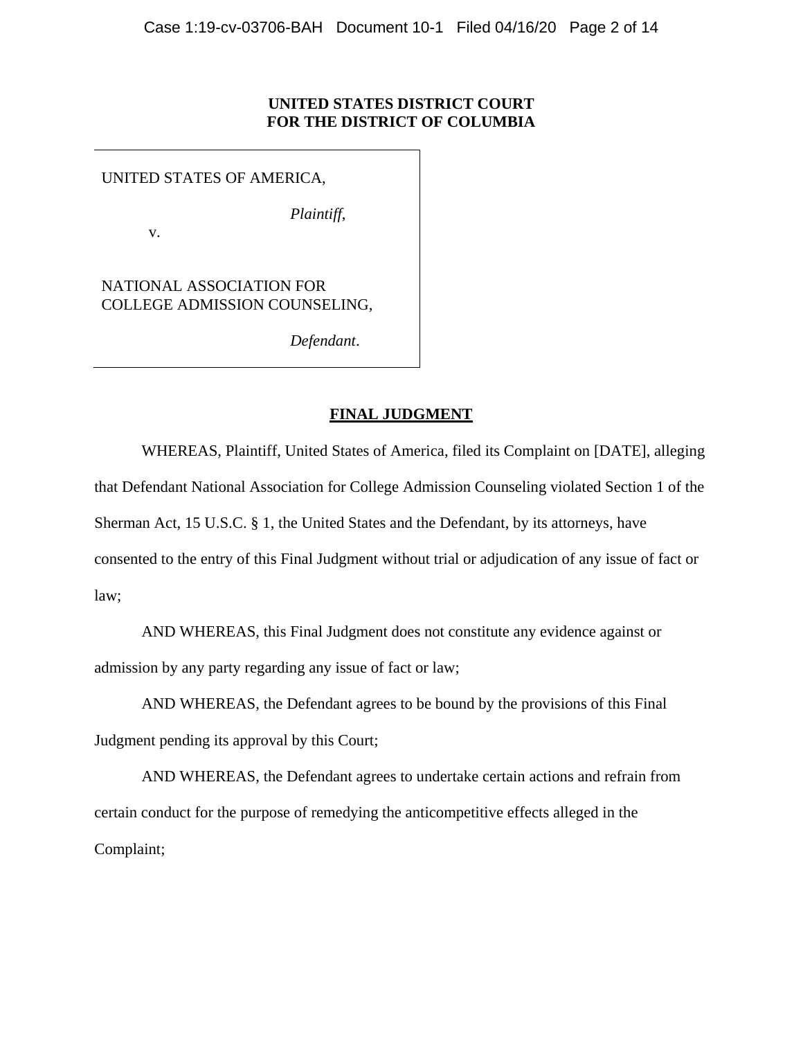**UNITED STATES DISTRICT COURT**
**FOR THE DISTRICT OF COLUMBIA**

UNITED STATES OF AMERICA,

*Plaintiff*,

v.

NATIONAL ASSOCIATION FOR COLLEGE ADMISSION COUNSELING,

*Defendant*.

**FINAL JUDGMENT**

WHEREAS, Plaintiff, United States of America, filed its Complaint on [DATE], alleging that Defendant National Association for College Admission Counseling violated Section 1 of the Sherman Act, 15 U.S.C. § 1, the United States and the Defendant, by its attorneys, have consented to the entry of this Final Judgment without trial or adjudication of any issue of fact or law;

AND WHEREAS, this Final Judgment does not constitute any evidence against or admission by any party regarding any issue of fact or law;

AND WHEREAS, the Defendant agrees to be bound by the provisions of this Final Judgment pending its approval by this Court;

AND WHEREAS, the Defendant agrees to undertake certain actions and refrain from certain conduct for the purpose of remedying the anticompetitive effects alleged in the Complaint;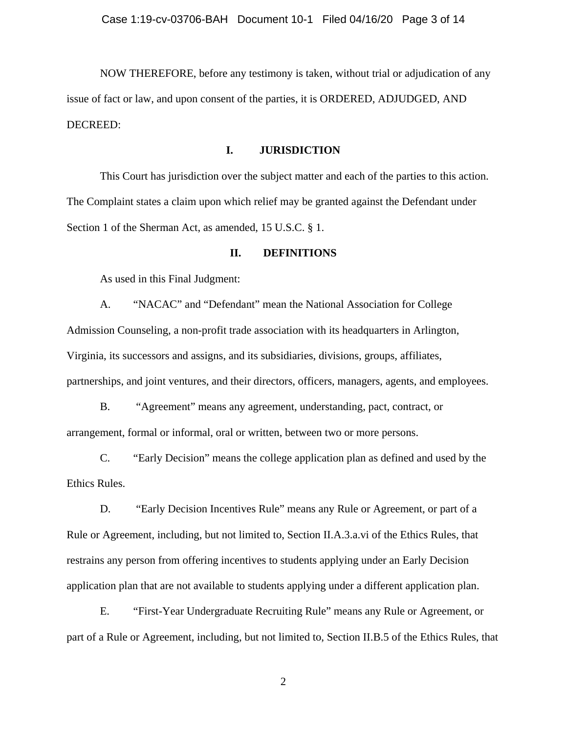NOW THEREFORE, before any testimony is taken, without trial or adjudication of any issue of fact or law, and upon consent of the parties, it is ORDERED, ADJUDGED, AND DECREED:

## I. JURISDICTION

This Court has jurisdiction over the subject matter and each of the parties to this action. The Complaint states a claim upon which relief may be granted against the Defendant under Section 1 of the Sherman Act, as amended, 15 U.S.C. § 1.

## II. DEFINITIONS

As used in this Final Judgment:

A. "NACAC" and "Defendant" mean the National Association for College Admission Counseling, a non-profit trade association with its headquarters in Arlington, Virginia, its successors and assigns, and its subsidiaries, divisions, groups, affiliates, partnerships, and joint ventures, and their directors, officers, managers, agents, and employees.

B. "Agreement" means any agreement, understanding, pact, contract, or arrangement, formal or informal, oral or written, between two or more persons.

C. "Early Decision" means the college application plan as defined and used by the Ethics Rules.

D. "Early Decision Incentives Rule" means any Rule or Agreement, or part of a Rule or Agreement, including, but not limited to, Section II.A.3.a.vi of the Ethics Rules, that restrains any person from offering incentives to students applying under an Early Decision application plan that are not available to students applying under a different application plan.

E. "First-Year Undergraduate Recruiting Rule" means any Rule or Agreement, or part of a Rule or Agreement, including, but not limited to, Section II.B.5 of the Ethics Rules, that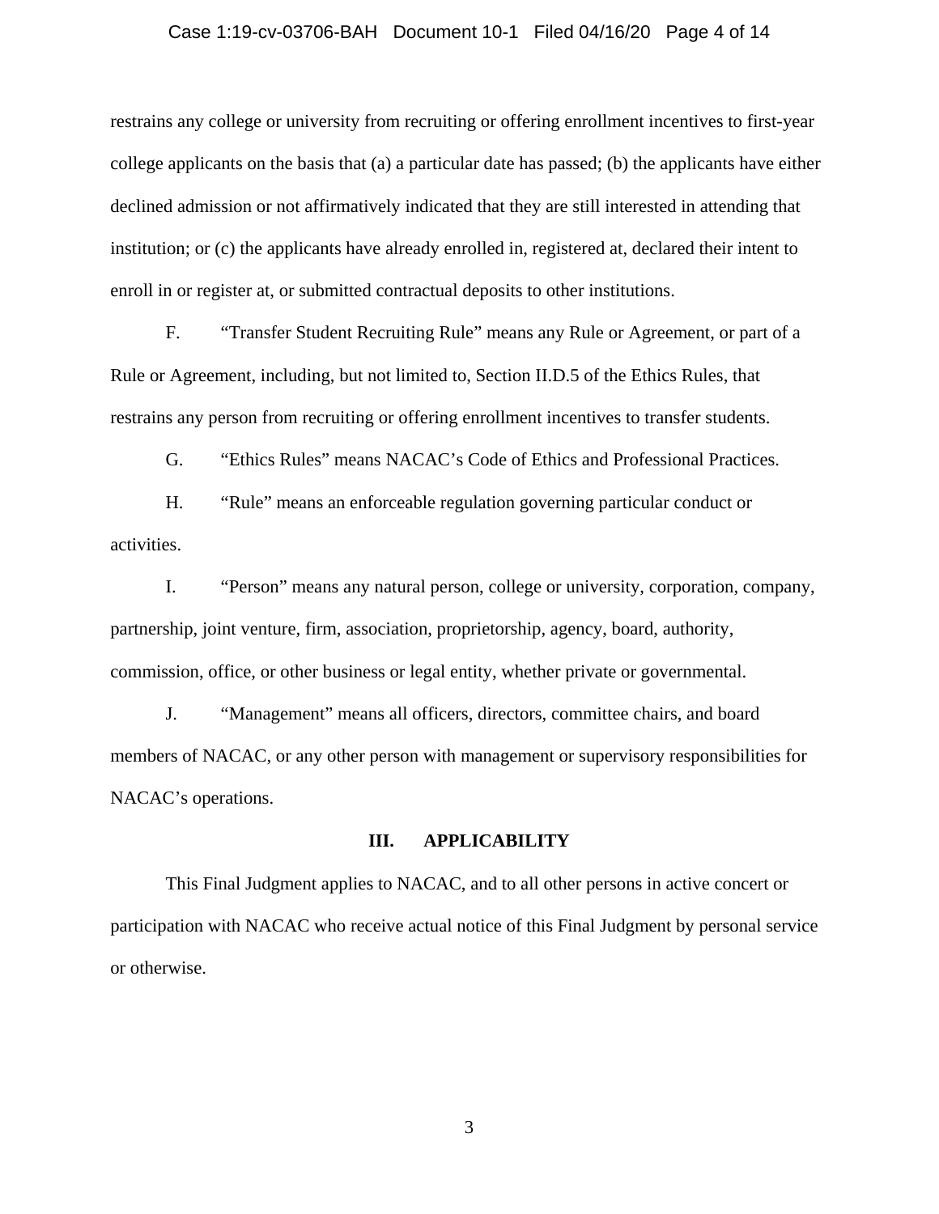restrains any college or university from recruiting or offering enrollment incentives to first-year college applicants on the basis that (a) a particular date has passed; (b) the applicants have either declined admission or not affirmatively indicated that they are still interested in attending that institution; or (c) the applicants have already enrolled in, registered at, declared their intent to enroll in or register at, or submitted contractual deposits to other institutions.

F. "Transfer Student Recruiting Rule" means any Rule or Agreement, or part of a Rule or Agreement, including, but not limited to, Section II.D.5 of the Ethics Rules, that restrains any person from recruiting or offering enrollment incentives to transfer students.

G. "Ethics Rules" means NACAC's Code of Ethics and Professional Practices.

H. "Rule" means an enforceable regulation governing particular conduct or activities.

I. "Person" means any natural person, college or university, corporation, company, partnership, joint venture, firm, association, proprietorship, agency, board, authority, commission, office, or other business or legal entity, whether private or governmental.

J. "Management" means all officers, directors, committee chairs, and board members of NACAC, or any other person with management or supervisory responsibilities for NACAC's operations.

## III. APPLICABILITY

This Final Judgment applies to NACAC, and to all other persons in active concert or participation with NACAC who receive actual notice of this Final Judgment by personal service or otherwise.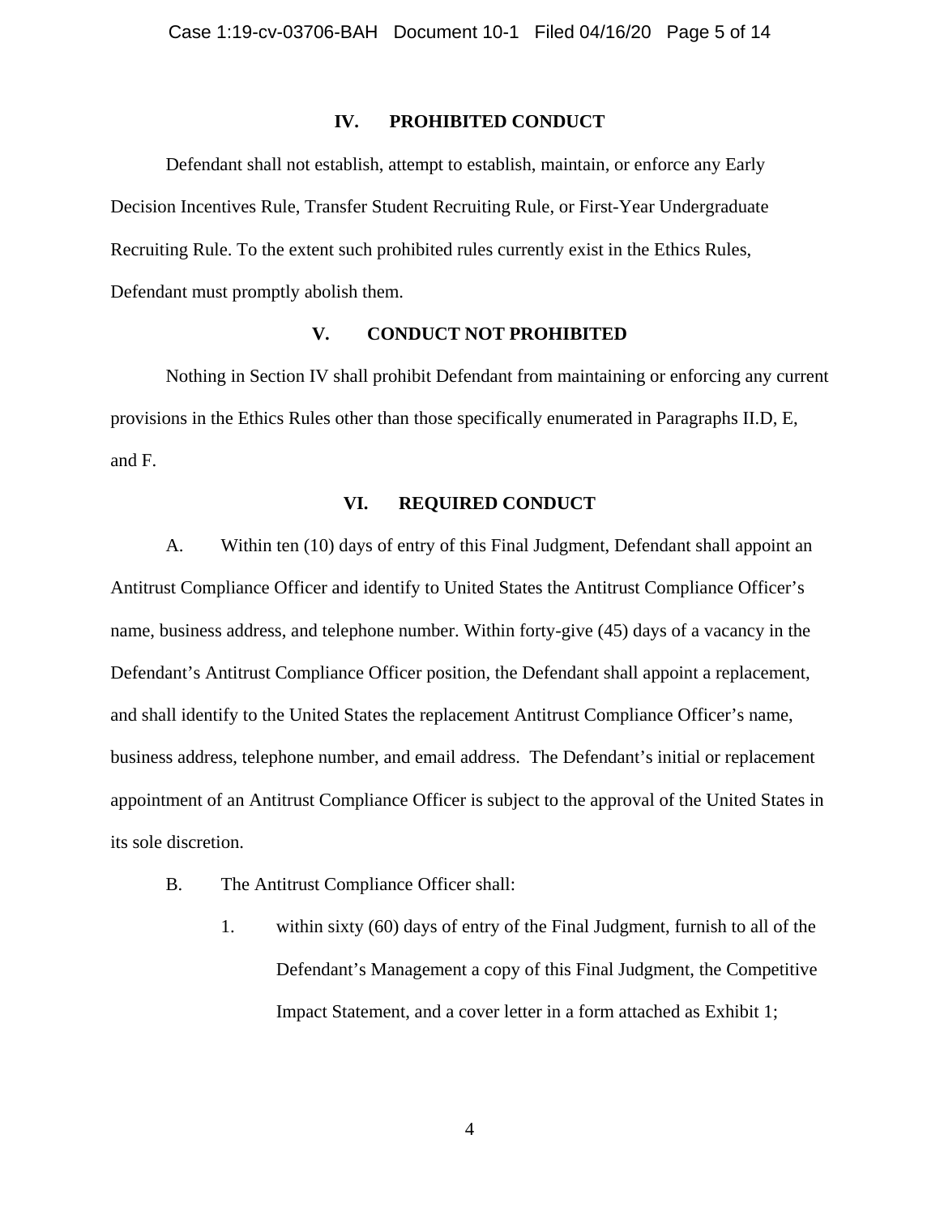## IV. PROHIBITED CONDUCT

Defendant shall not establish, attempt to establish, maintain, or enforce any Early Decision Incentives Rule, Transfer Student Recruiting Rule, or First-Year Undergraduate Recruiting Rule. To the extent such prohibited rules currently exist in the Ethics Rules, Defendant must promptly abolish them.

## V. CONDUCT NOT PROHIBITED

Nothing in Section IV shall prohibit Defendant from maintaining or enforcing any current provisions in the Ethics Rules other than those specifically enumerated in Paragraphs II.D, E, and F.

## VI. REQUIRED CONDUCT

A. Within ten (10) days of entry of this Final Judgment, Defendant shall appoint an Antitrust Compliance Officer and identify to United States the Antitrust Compliance Officer's name, business address, and telephone number. Within forty-give (45) days of a vacancy in the Defendant's Antitrust Compliance Officer position, the Defendant shall appoint a replacement, and shall identify to the United States the replacement Antitrust Compliance Officer's name, business address, telephone number, and email address. The Defendant's initial or replacement appointment of an Antitrust Compliance Officer is subject to the approval of the United States in its sole discretion.

B. The Antitrust Compliance Officer shall:

1. within sixty (60) days of entry of the Final Judgment, furnish to all of the Defendant's Management a copy of this Final Judgment, the Competitive Impact Statement, and a cover letter in a form attached as Exhibit 1;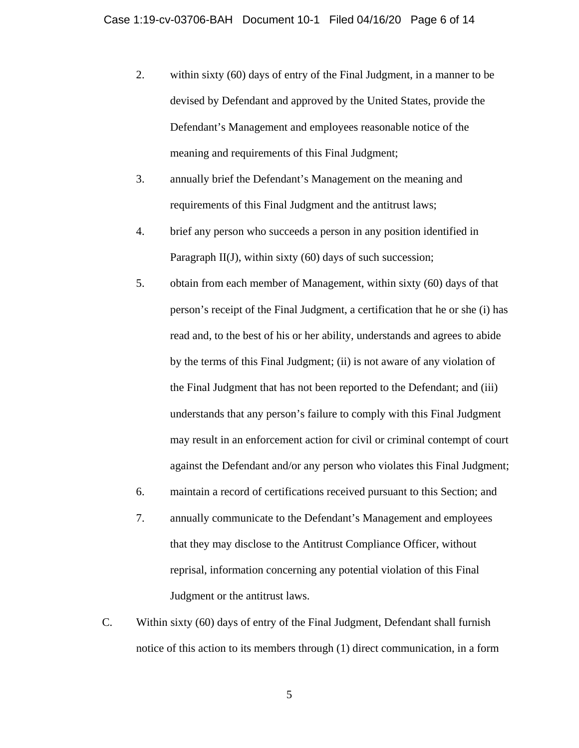2. within sixty (60) days of entry of the Final Judgment, in a manner to be devised by Defendant and approved by the United States, provide the Defendant's Management and employees reasonable notice of the meaning and requirements of this Final Judgment;

3. annually brief the Defendant's Management on the meaning and requirements of this Final Judgment and the antitrust laws;

4. brief any person who succeeds a person in any position identified in Paragraph II(J), within sixty (60) days of such succession;

5. obtain from each member of Management, within sixty (60) days of that person's receipt of the Final Judgment, a certification that he or she (i) has read and, to the best of his or her ability, understands and agrees to abide by the terms of this Final Judgment; (ii) is not aware of any violation of the Final Judgment that has not been reported to the Defendant; and (iii) understands that any person's failure to comply with this Final Judgment may result in an enforcement action for civil or criminal contempt of court against the Defendant and/or any person who violates this Final Judgment;

6. maintain a record of certifications received pursuant to this Section; and

7. annually communicate to the Defendant's Management and employees that they may disclose to the Antitrust Compliance Officer, without reprisal, information concerning any potential violation of this Final Judgment or the antitrust laws.

C. Within sixty (60) days of entry of the Final Judgment, Defendant shall furnish notice of this action to its members through (1) direct communication, in a form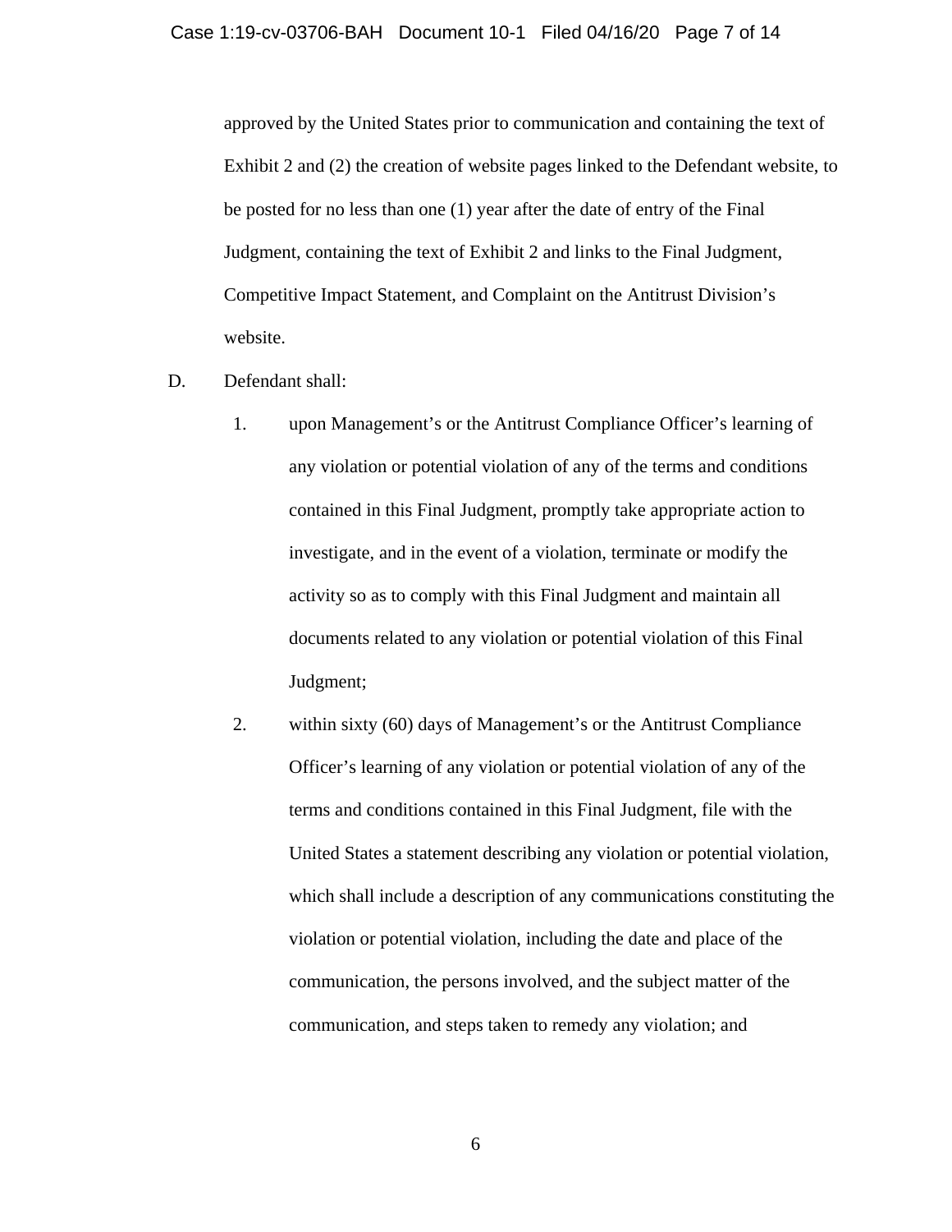approved by the United States prior to communication and containing the text of Exhibit 2 and (2) the creation of website pages linked to the Defendant website, to be posted for no less than one (1) year after the date of entry of the Final Judgment, containing the text of Exhibit 2 and links to the Final Judgment, Competitive Impact Statement, and Complaint on the Antitrust Division's website.

D. Defendant shall:

1. upon Management's or the Antitrust Compliance Officer's learning of any violation or potential violation of any of the terms and conditions contained in this Final Judgment, promptly take appropriate action to investigate, and in the event of a violation, terminate or modify the activity so as to comply with this Final Judgment and maintain all documents related to any violation or potential violation of this Final Judgment;

2. within sixty (60) days of Management's or the Antitrust Compliance Officer's learning of any violation or potential violation of any of the terms and conditions contained in this Final Judgment, file with the United States a statement describing any violation or potential violation, which shall include a description of any communications constituting the violation or potential violation, including the date and place of the communication, the persons involved, and the subject matter of the communication, and steps taken to remedy any violation; and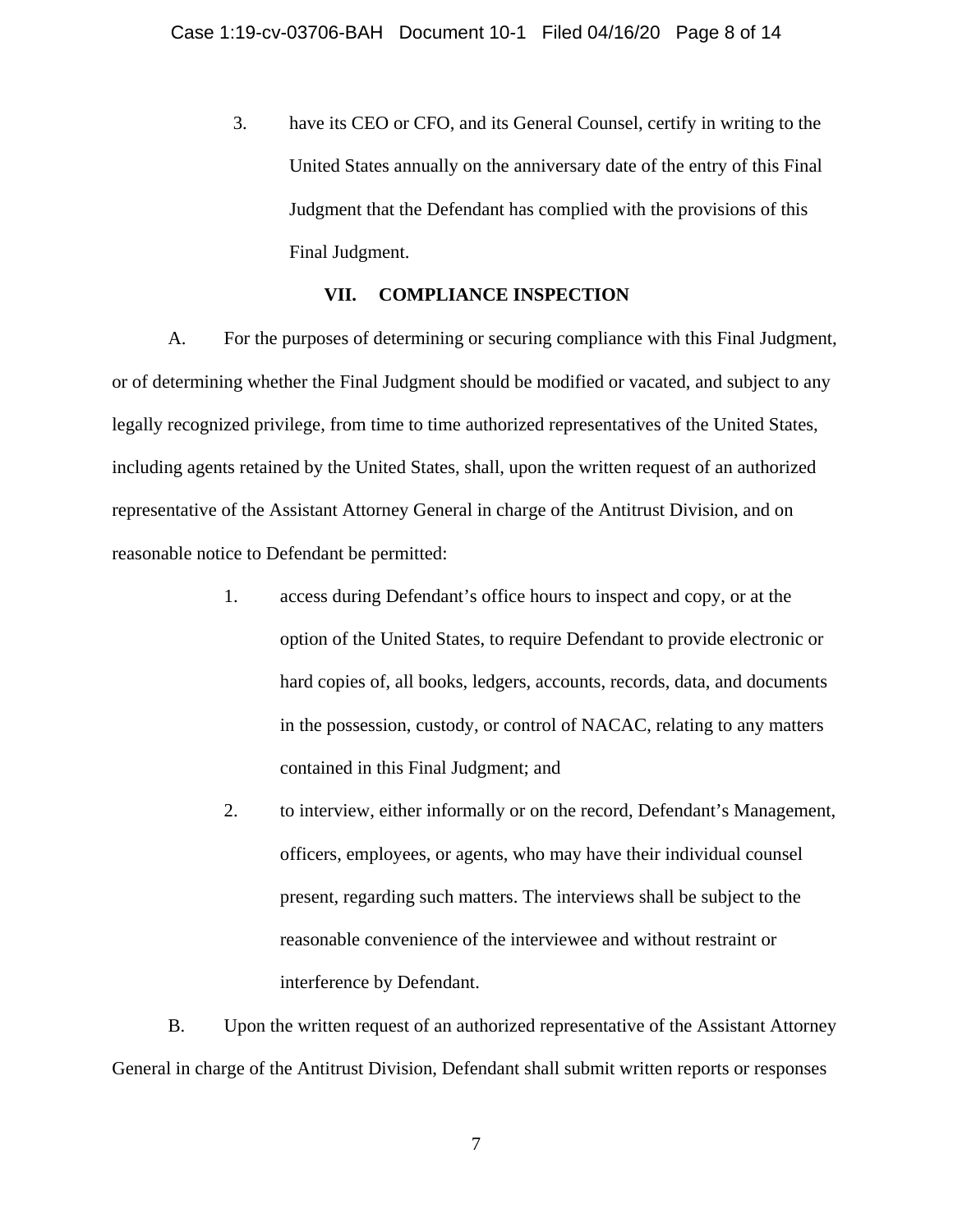3. have its CEO or CFO, and its General Counsel, certify in writing to the United States annually on the anniversary date of the entry of this Final Judgment that the Defendant has complied with the provisions of this Final Judgment.

## VII. COMPLIANCE INSPECTION

A. For the purposes of determining or securing compliance with this Final Judgment, or of determining whether the Final Judgment should be modified or vacated, and subject to any legally recognized privilege, from time to time authorized representatives of the United States, including agents retained by the United States, shall, upon the written request of an authorized representative of the Assistant Attorney General in charge of the Antitrust Division, and on reasonable notice to Defendant be permitted:

1. access during Defendant's office hours to inspect and copy, or at the option of the United States, to require Defendant to provide electronic or hard copies of, all books, ledgers, accounts, records, data, and documents in the possession, custody, or control of NACAC, relating to any matters contained in this Final Judgment; and

2. to interview, either informally or on the record, Defendant's Management, officers, employees, or agents, who may have their individual counsel present, regarding such matters. The interviews shall be subject to the reasonable convenience of the interviewee and without restraint or interference by Defendant.

B. Upon the written request of an authorized representative of the Assistant Attorney General in charge of the Antitrust Division, Defendant shall submit written reports or responses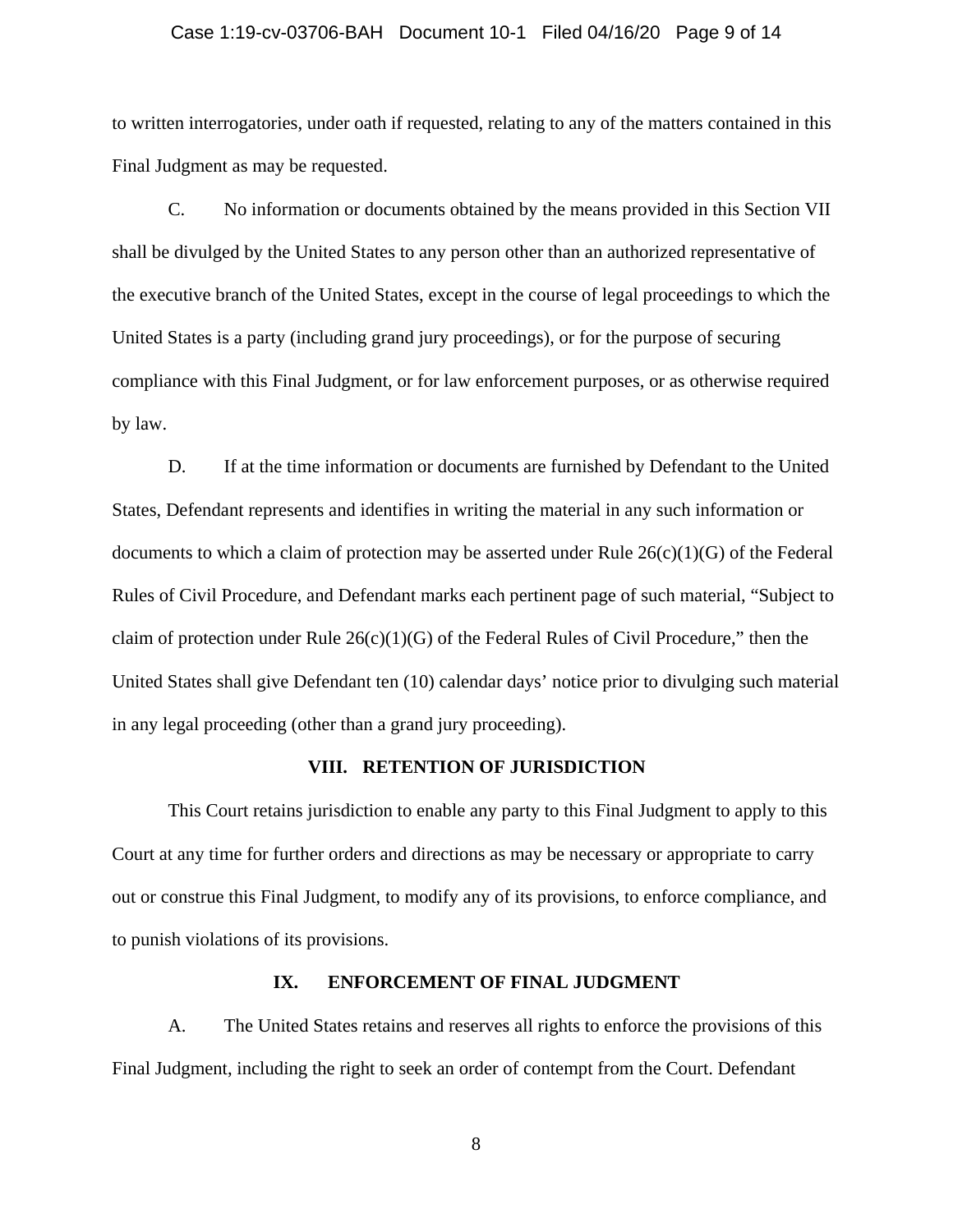to written interrogatories, under oath if requested, relating to any of the matters contained in this Final Judgment as may be requested.

C. No information or documents obtained by the means provided in this Section VII shall be divulged by the United States to any person other than an authorized representative of the executive branch of the United States, except in the course of legal proceedings to which the United States is a party (including grand jury proceedings), or for the purpose of securing compliance with this Final Judgment, or for law enforcement purposes, or as otherwise required by law.

D. If at the time information or documents are furnished by Defendant to the United States, Defendant represents and identifies in writing the material in any such information or documents to which a claim of protection may be asserted under Rule 26(c)(1)(G) of the Federal Rules of Civil Procedure, and Defendant marks each pertinent page of such material, "Subject to claim of protection under Rule 26(c)(1)(G) of the Federal Rules of Civil Procedure," then the United States shall give Defendant ten (10) calendar days' notice prior to divulging such material in any legal proceeding (other than a grand jury proceeding).

## VIII. RETENTION OF JURISDICTION

This Court retains jurisdiction to enable any party to this Final Judgment to apply to this Court at any time for further orders and directions as may be necessary or appropriate to carry out or construe this Final Judgment, to modify any of its provisions, to enforce compliance, and to punish violations of its provisions.

## IX. ENFORCEMENT OF FINAL JUDGMENT

A. The United States retains and reserves all rights to enforce the provisions of this Final Judgment, including the right to seek an order of contempt from the Court. Defendant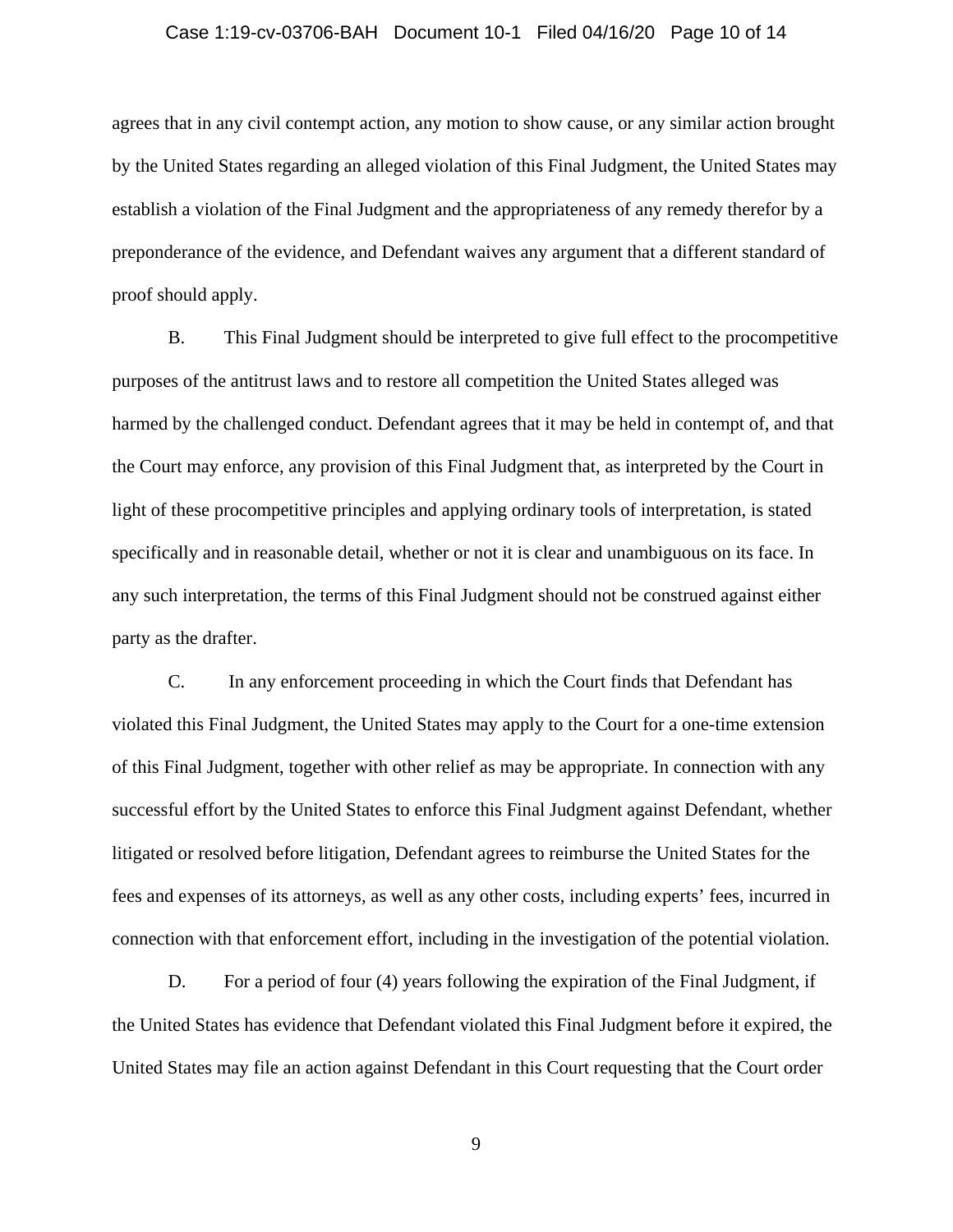agrees that in any civil contempt action, any motion to show cause, or any similar action brought by the United States regarding an alleged violation of this Final Judgment, the United States may establish a violation of the Final Judgment and the appropriateness of any remedy therefor by a preponderance of the evidence, and Defendant waives any argument that a different standard of proof should apply.

B. This Final Judgment should be interpreted to give full effect to the procompetitive purposes of the antitrust laws and to restore all competition the United States alleged was harmed by the challenged conduct. Defendant agrees that it may be held in contempt of, and that the Court may enforce, any provision of this Final Judgment that, as interpreted by the Court in light of these procompetitive principles and applying ordinary tools of interpretation, is stated specifically and in reasonable detail, whether or not it is clear and unambiguous on its face. In any such interpretation, the terms of this Final Judgment should not be construed against either party as the drafter.

C. In any enforcement proceeding in which the Court finds that Defendant has violated this Final Judgment, the United States may apply to the Court for a one-time extension of this Final Judgment, together with other relief as may be appropriate. In connection with any successful effort by the United States to enforce this Final Judgment against Defendant, whether litigated or resolved before litigation, Defendant agrees to reimburse the United States for the fees and expenses of its attorneys, as well as any other costs, including experts' fees, incurred in connection with that enforcement effort, including in the investigation of the potential violation.

D. For a period of four (4) years following the expiration of the Final Judgment, if the United States has evidence that Defendant violated this Final Judgment before it expired, the United States may file an action against Defendant in this Court requesting that the Court order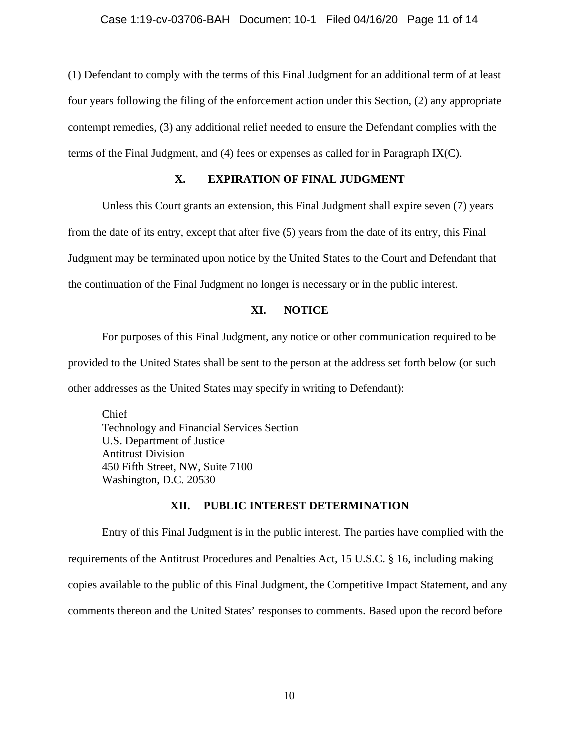(1) Defendant to comply with the terms of this Final Judgment for an additional term of at least four years following the filing of the enforcement action under this Section, (2) any appropriate contempt remedies, (3) any additional relief needed to ensure the Defendant complies with the terms of the Final Judgment, and (4) fees or expenses as called for in Paragraph IX(C).

## X. EXPIRATION OF FINAL JUDGMENT

Unless this Court grants an extension, this Final Judgment shall expire seven (7) years from the date of its entry, except that after five (5) years from the date of its entry, this Final Judgment may be terminated upon notice by the United States to the Court and Defendant that the continuation of the Final Judgment no longer is necessary or in the public interest.

## XI. NOTICE

For purposes of this Final Judgment, any notice or other communication required to be provided to the United States shall be sent to the person at the address set forth below (or such other addresses as the United States may specify in writing to Defendant):

Chief
Technology and Financial Services Section
U.S. Department of Justice
Antitrust Division
450 Fifth Street, NW, Suite 7100
Washington, D.C. 20530

## XII. PUBLIC INTEREST DETERMINATION

Entry of this Final Judgment is in the public interest. The parties have complied with the requirements of the Antitrust Procedures and Penalties Act, 15 U.S.C. § 16, including making copies available to the public of this Final Judgment, the Competitive Impact Statement, and any comments thereon and the United States' responses to comments. Based upon the record before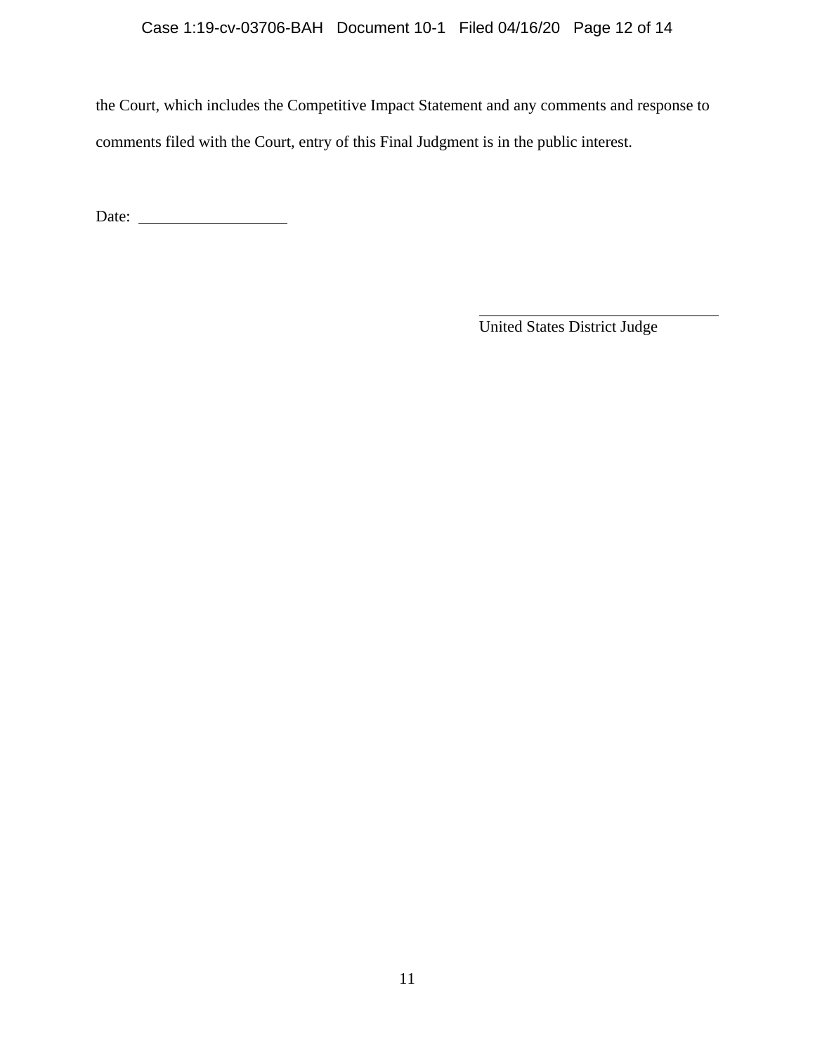the Court, which includes the Competitive Impact Statement and any comments and response to comments filed with the Court, entry of this Final Judgment is in the public interest.

Date: ___________________

_______________________________
United States District Judge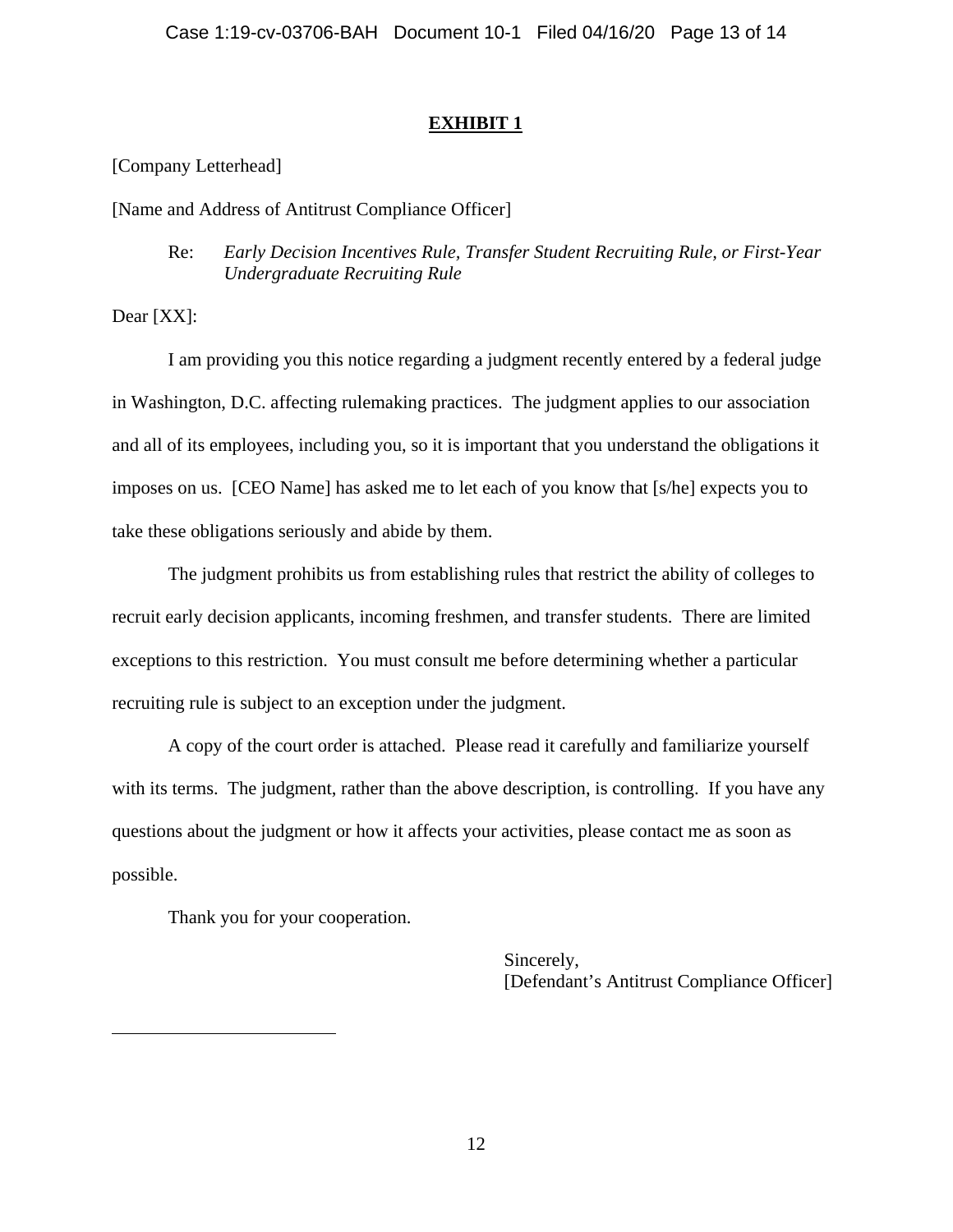# **EXHIBIT 1**

[Company Letterhead]

[Name and Address of Antitrust Compliance Officer]

Re: *Early Decision Incentives Rule, Transfer Student Recruiting Rule, or First-Year Undergraduate Recruiting Rule*

Dear [XX]:

I am providing you this notice regarding a judgment recently entered by a federal judge in Washington, D.C. affecting rulemaking practices. The judgment applies to our association and all of its employees, including you, so it is important that you understand the obligations it imposes on us. [CEO Name] has asked me to let each of you know that [s/he] expects you to take these obligations seriously and abide by them.

The judgment prohibits us from establishing rules that restrict the ability of colleges to recruit early decision applicants, incoming freshmen, and transfer students. There are limited exceptions to this restriction. You must consult me before determining whether a particular recruiting rule is subject to an exception under the judgment.

A copy of the court order is attached. Please read it carefully and familiarize yourself with its terms. The judgment, rather than the above description, is controlling. If you have any questions about the judgment or how it affects your activities, please contact me as soon as possible.

Thank you for your cooperation.

Sincerely,
[Defendant's Antitrust Compliance Officer]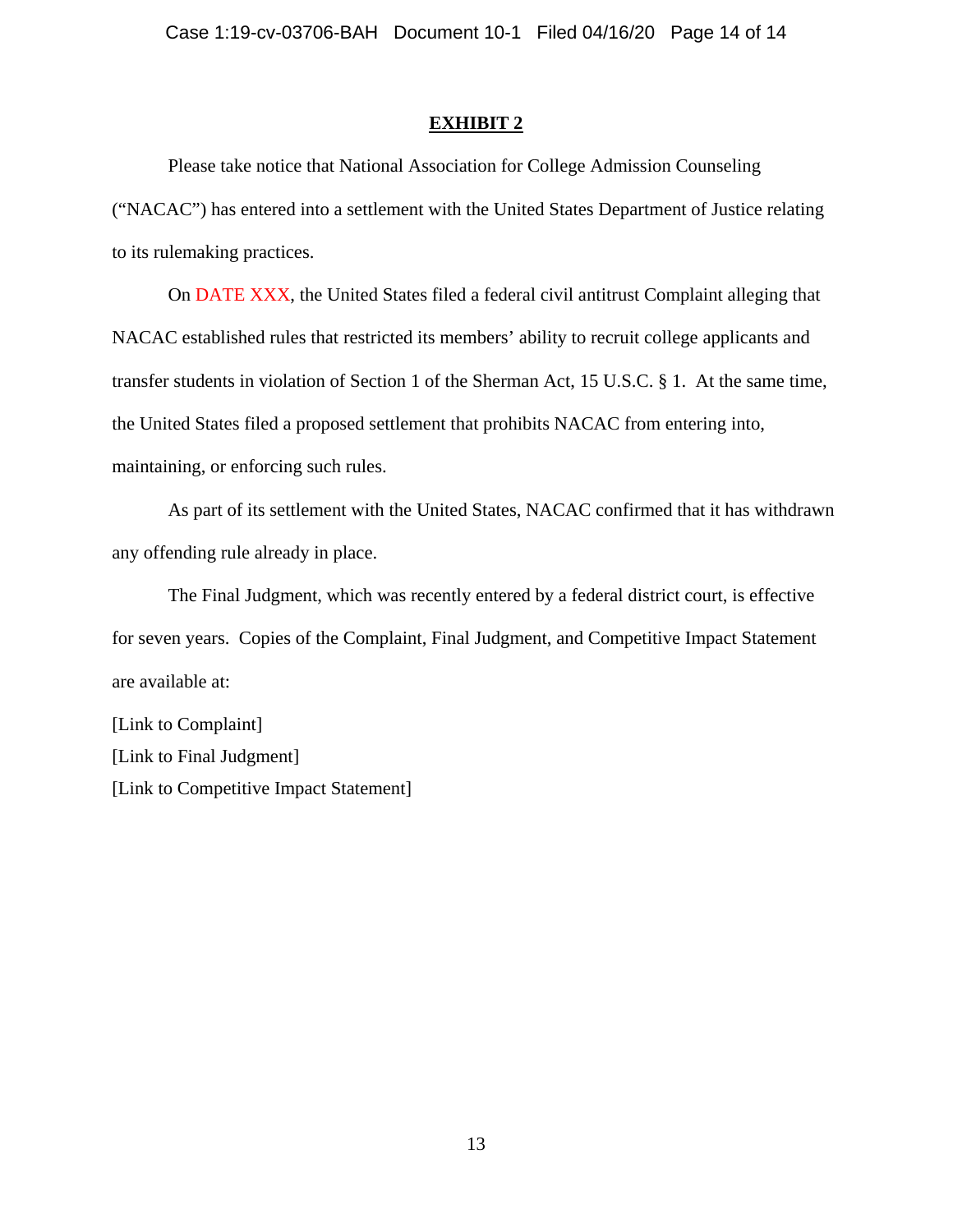**EXHIBIT 2**

Please take notice that National Association for College Admission Counseling ("NACAC") has entered into a settlement with the United States Department of Justice relating to its rulemaking practices.

On DATE XXX, the United States filed a federal civil antitrust Complaint alleging that NACAC established rules that restricted its members' ability to recruit college applicants and transfer students in violation of Section 1 of the Sherman Act, 15 U.S.C. § 1. At the same time, the United States filed a proposed settlement that prohibits NACAC from entering into, maintaining, or enforcing such rules.

As part of its settlement with the United States, NACAC confirmed that it has withdrawn any offending rule already in place.

The Final Judgment, which was recently entered by a federal district court, is effective for seven years. Copies of the Complaint, Final Judgment, and Competitive Impact Statement are available at:

[Link to Complaint]
[Link to Final Judgment]
[Link to Competitive Impact Statement]